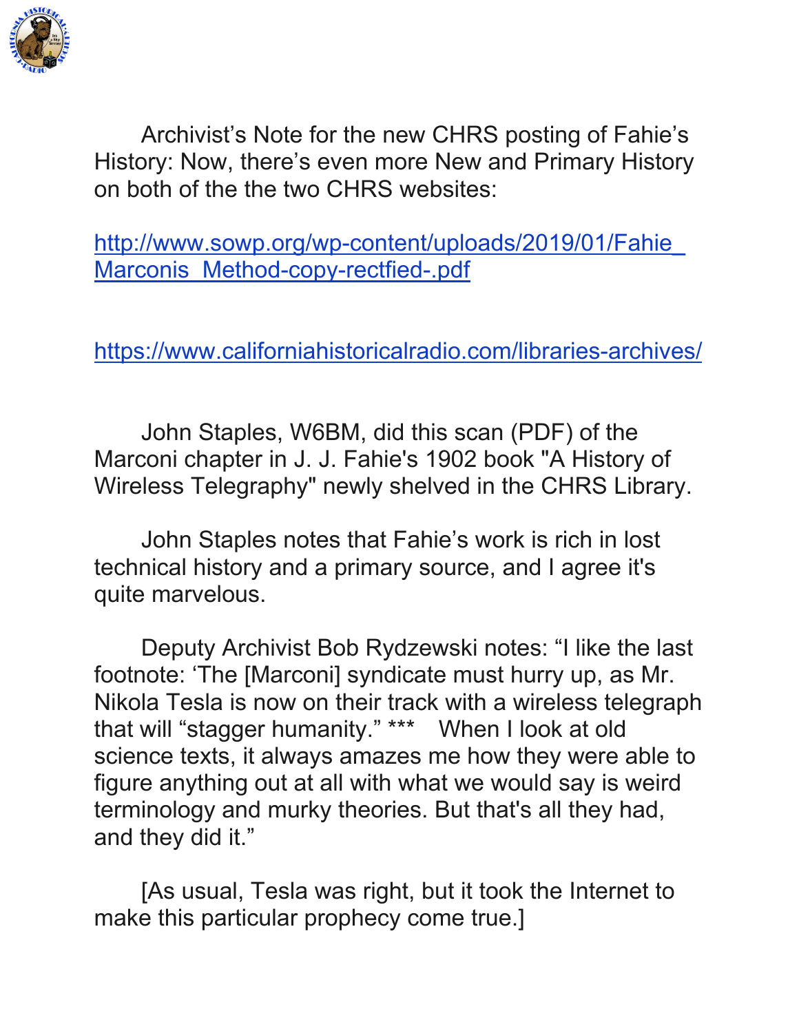Archivist's Note for the new CHRS posting of Fahie's History: Now, there's even more New and Primary History on both of the the two CHRS websites:

http://www.sowp.org/wp-content/uploads/2019/01/Fahie_Marconis_Method-copy-rectfied-.pdf

https://www.californiahistoricalradio.com/libraries-archives/

John Staples, W6BM, did this scan (PDF) of the Marconi chapter in J. J. Fahie's 1902 book "A History of Wireless Telegraphy" newly shelved in the CHRS Library.

John Staples notes that Fahie's work is rich in lost technical history and a primary source, and I agree it's quite marvelous.

Deputy Archivist Bob Rydzewski notes: "I like the last footnote: 'The [Marconi] syndicate must hurry up, as Mr. Nikola Tesla is now on their track with a wireless telegraph that will "stagger humanity." *** When I look at old science texts, it always amazes me how they were able to figure anything out at all with what we would say is weird terminology and murky theories. But that's all they had, and they did it."

[As usual, Tesla was right, but it took the Internet to make this particular prophecy come true.]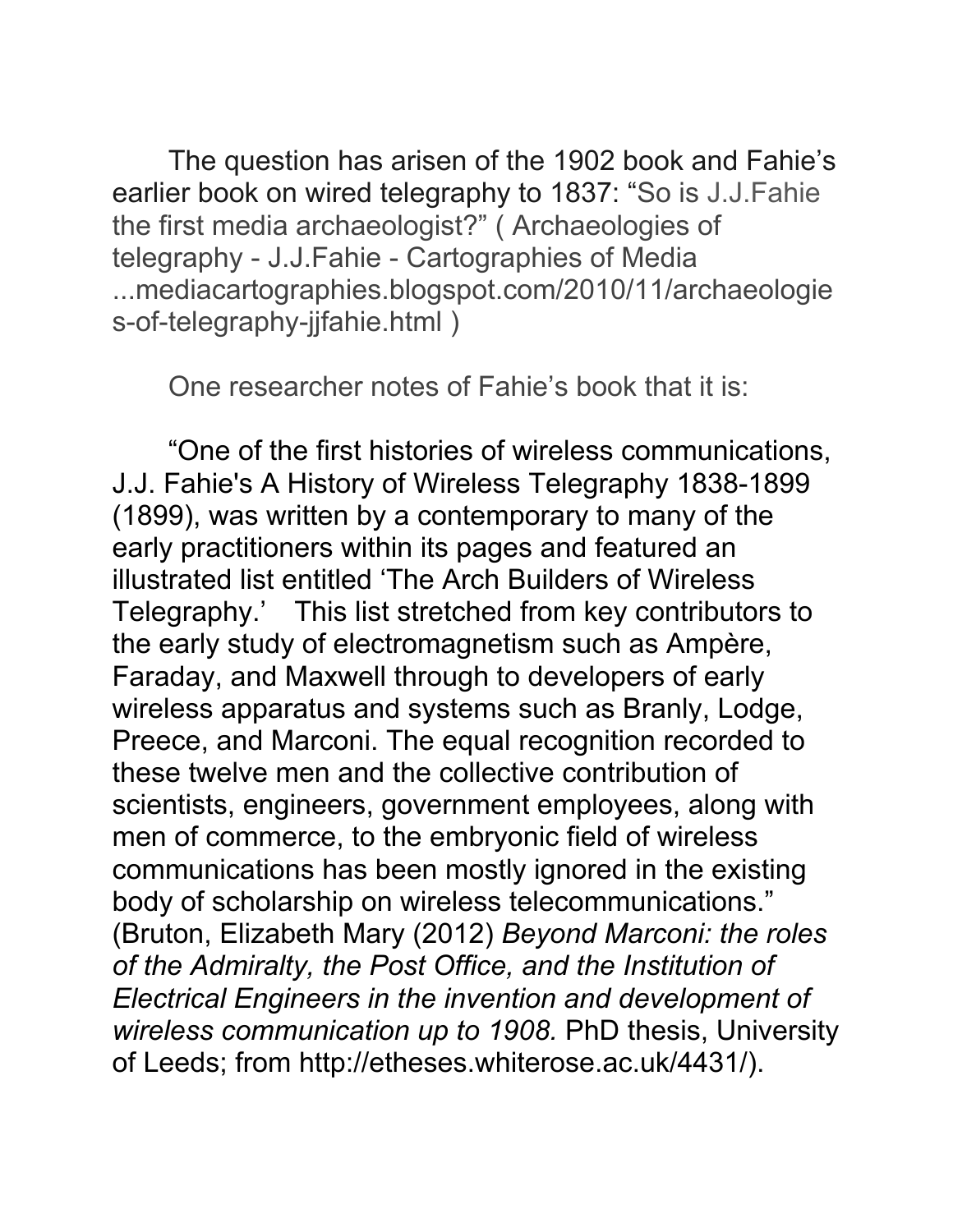The question has arisen of the 1902 book and Fahie's earlier book on wired telegraphy to 1837: "So is J.J.Fahie the first media archaeologist?" ( Archaeologies of telegraphy - J.J.Fahie - Cartographies of Media ...mediacartographies.blogspot.com/2010/11/archaeologies-of-telegraphy-jjfahie.html )

One researcher notes of Fahie's book that it is:

"One of the first histories of wireless communications, J.J. Fahie's A History of Wireless Telegraphy 1838-1899 (1899), was written by a contemporary to many of the early practitioners within its pages and featured an illustrated list entitled 'The Arch Builders of Wireless Telegraphy.' This list stretched from key contributors to the early study of electromagnetism such as Ampère, Faraday, and Maxwell through to developers of early wireless apparatus and systems such as Branly, Lodge, Preece, and Marconi. The equal recognition recorded to these twelve men and the collective contribution of scientists, engineers, government employees, along with men of commerce, to the embryonic field of wireless communications has been mostly ignored in the existing body of scholarship on wireless telecommunications." (Bruton, Elizabeth Mary (2012) *Beyond Marconi: the roles of the Admiralty, the Post Office, and the Institution of Electrical Engineers in the invention and development of wireless communication up to 1908.* PhD thesis, University of Leeds; from http://etheses.whiterose.ac.uk/4431/).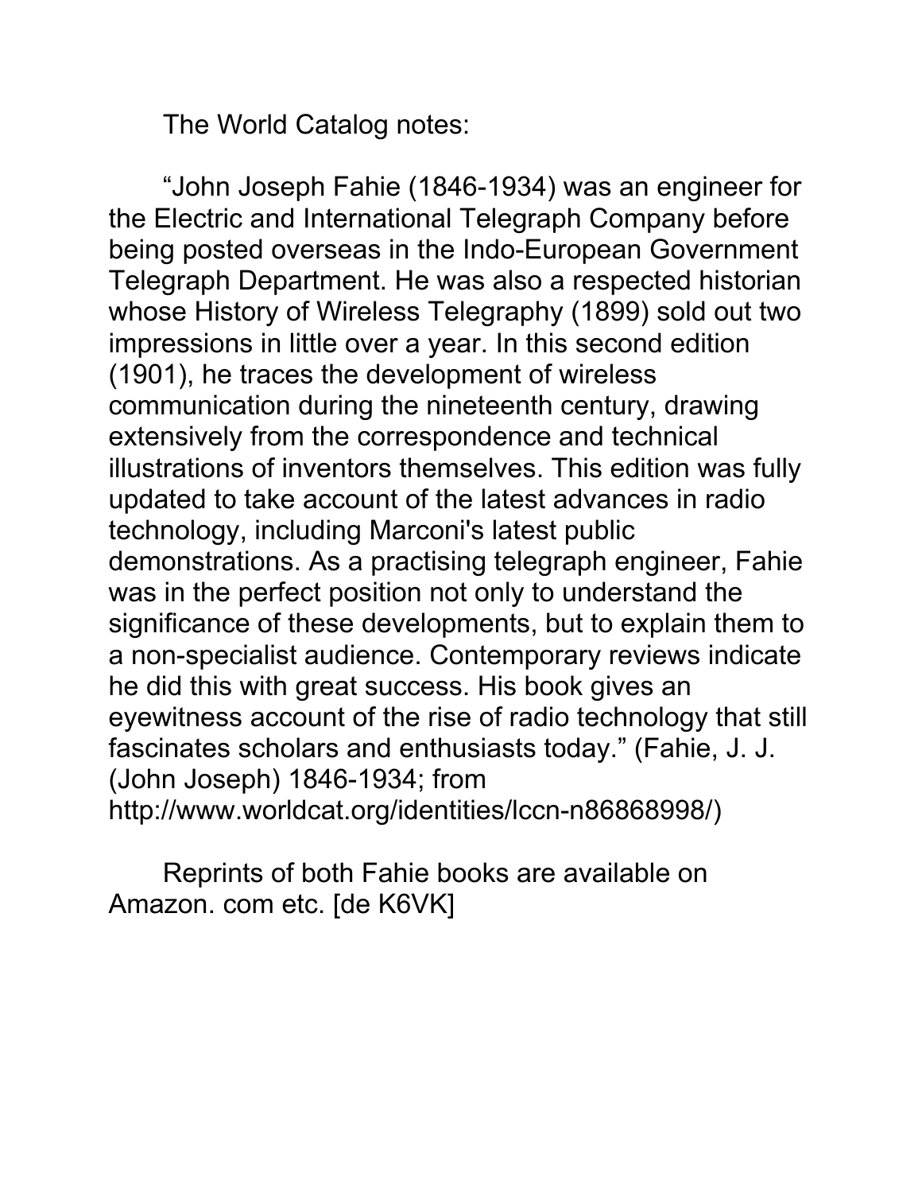The World Catalog notes:

"John Joseph Fahie (1846-1934) was an engineer for the Electric and International Telegraph Company before being posted overseas in the Indo-European Government Telegraph Department. He was also a respected historian whose History of Wireless Telegraphy (1899) sold out two impressions in little over a year. In this second edition (1901), he traces the development of wireless communication during the nineteenth century, drawing extensively from the correspondence and technical illustrations of inventors themselves. This edition was fully updated to take account of the latest advances in radio technology, including Marconi's latest public demonstrations. As a practising telegraph engineer, Fahie was in the perfect position not only to understand the significance of these developments, but to explain them to a non-specialist audience. Contemporary reviews indicate he did this with great success. His book gives an eyewitness account of the rise of radio technology that still fascinates scholars and enthusiasts today." (Fahie, J. J. (John Joseph) 1846-1934; from http://www.worldcat.org/identities/lccn-n86868998/)

Reprints of both Fahie books are available on Amazon. com etc. [de K6VK]